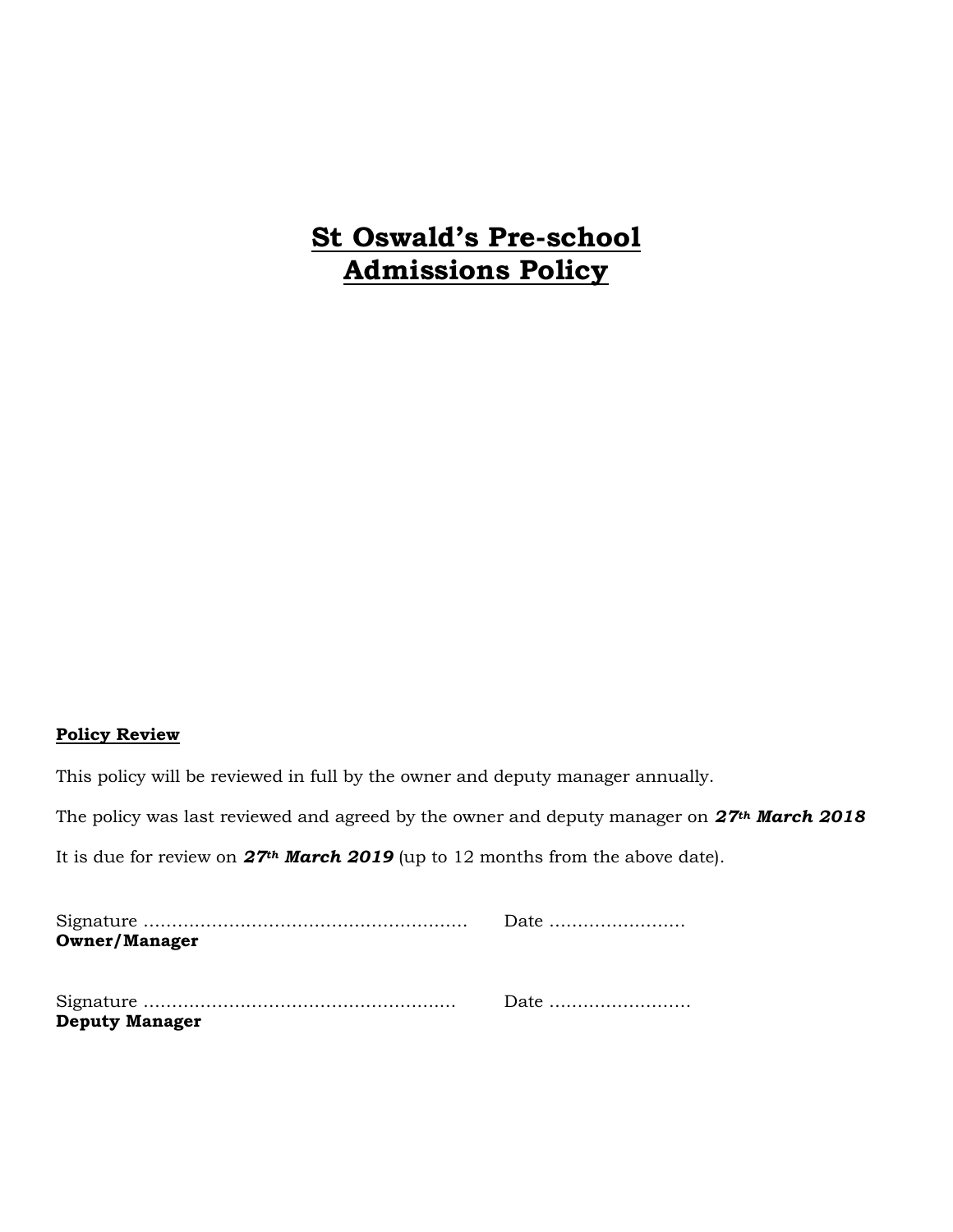# St Oswald's Pre-school
# Admissions Policy

**Policy Review**

This policy will be reviewed in full by the owner and deputy manager annually.

The policy was last reviewed and agreed by the owner and deputy manager on ***27th March 2018***

It is due for review on ***27th March 2019*** (up to 12 months from the above date).

Signature ………………………………………………… Date ……………………
**Owner/Manager**

Signature ……………………………………………… Date ……………………
**Deputy Manager**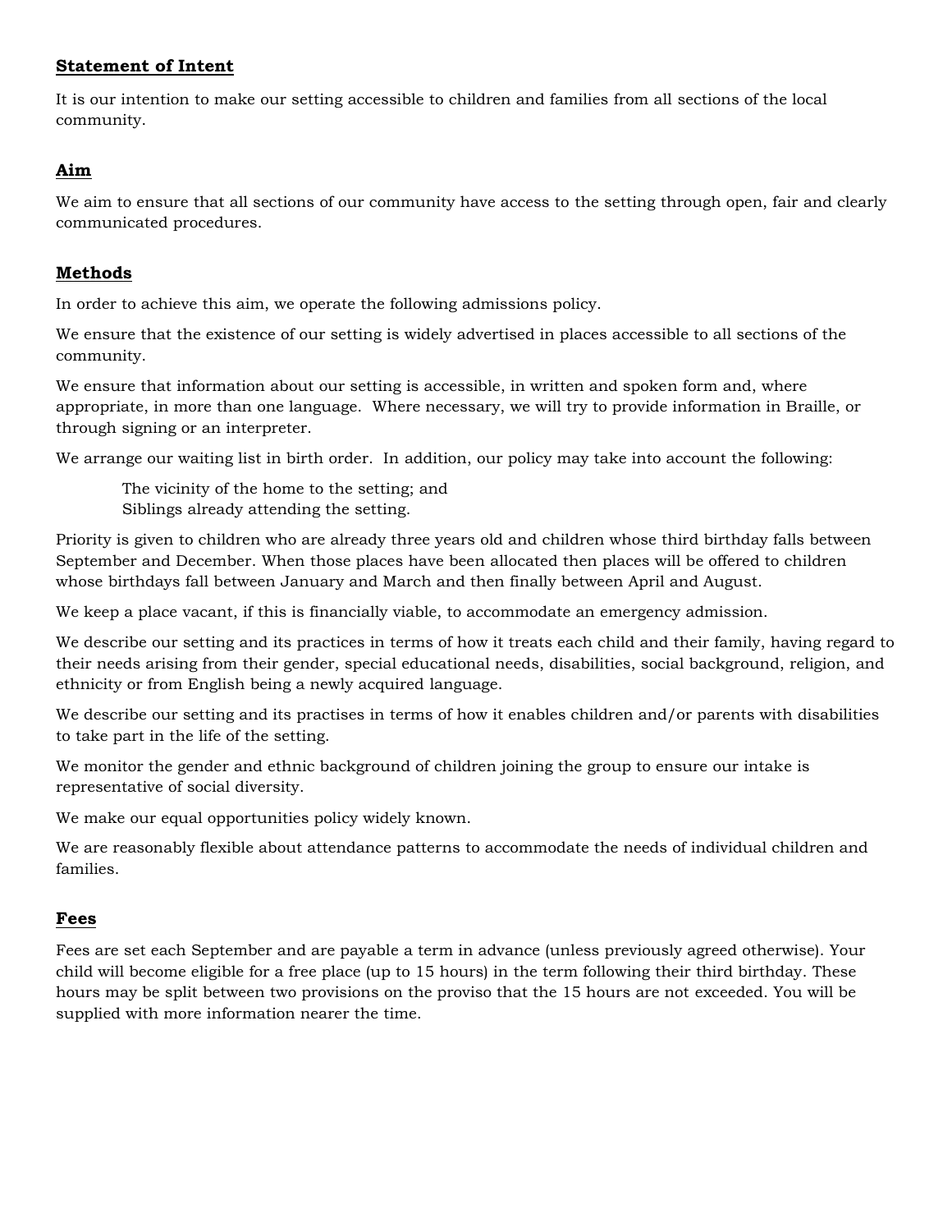## Statement of Intent

It is our intention to make our setting accessible to children and families from all sections of the local community.

## Aim

We aim to ensure that all sections of our community have access to the setting through open, fair and clearly communicated procedures.

## Methods

In order to achieve this aim, we operate the following admissions policy.

We ensure that the existence of our setting is widely advertised in places accessible to all sections of the community.

We ensure that information about our setting is accessible, in written and spoken form and, where appropriate, in more than one language. Where necessary, we will try to provide information in Braille, or through signing or an interpreter.

We arrange our waiting list in birth order. In addition, our policy may take into account the following:

> The vicinity of the home to the setting; and
> Siblings already attending the setting.

Priority is given to children who are already three years old and children whose third birthday falls between September and December. When those places have been allocated then places will be offered to children whose birthdays fall between January and March and then finally between April and August.

We keep a place vacant, if this is financially viable, to accommodate an emergency admission.

We describe our setting and its practices in terms of how it treats each child and their family, having regard to their needs arising from their gender, special educational needs, disabilities, social background, religion, and ethnicity or from English being a newly acquired language.

We describe our setting and its practises in terms of how it enables children and/or parents with disabilities to take part in the life of the setting.

We monitor the gender and ethnic background of children joining the group to ensure our intake is representative of social diversity.

We make our equal opportunities policy widely known.

We are reasonably flexible about attendance patterns to accommodate the needs of individual children and families.

## Fees

Fees are set each September and are payable a term in advance (unless previously agreed otherwise). Your child will become eligible for a free place (up to 15 hours) in the term following their third birthday. These hours may be split between two provisions on the proviso that the 15 hours are not exceeded. You will be supplied with more information nearer the time.